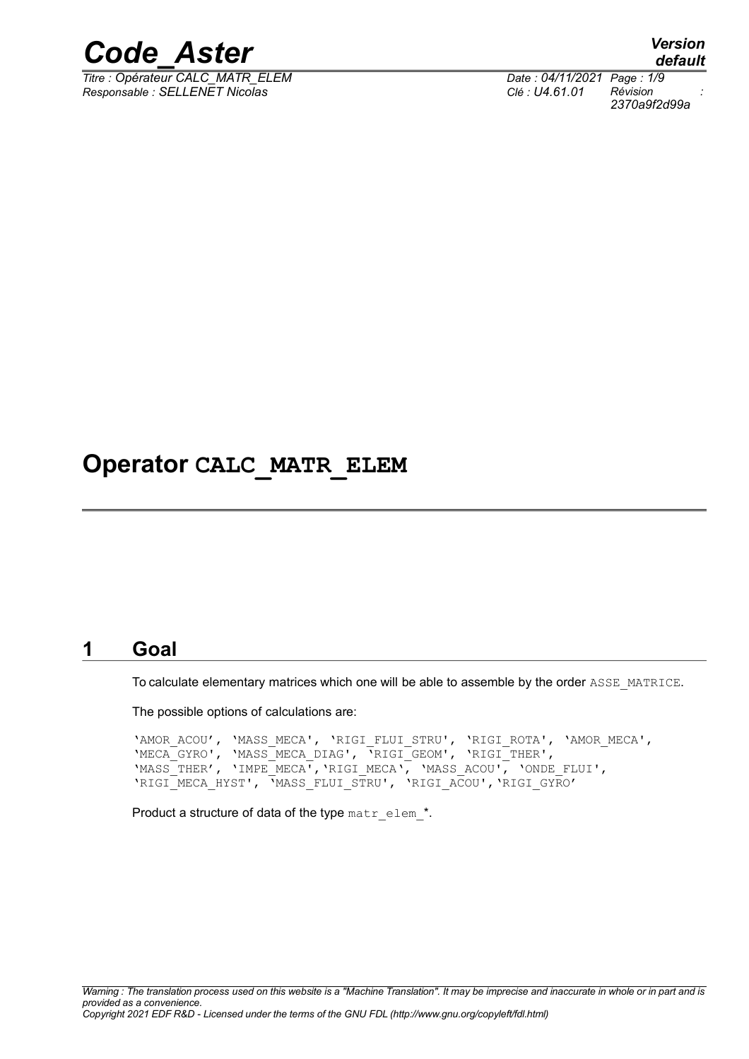# Operator CALC_MATR_ELEM

## 1 Goal

To calculate elementary matrices which one will be able to assemble by the order ASSE_MATRICE.

The possible options of calculations are:

```
'AMOR_ACOU', 'MASS_MECA', 'RIGI_FLUI_STRU', 'RIGI_ROTA', 'AMOR_MECA',
'MECA_GYRO', 'MASS_MECA_DIAG', 'RIGI_GEOM', 'RIGI_THER',
'MASS_THER', 'IMPE_MECA','RIGI_MECA', 'MASS_ACOU', 'ONDE_FLUI',
'RIGI_MECA_HYST', 'MASS_FLUI_STRU', 'RIGI_ACOU','RIGI_GYRO'
```

Product a structure of data of the type matr_elem_*.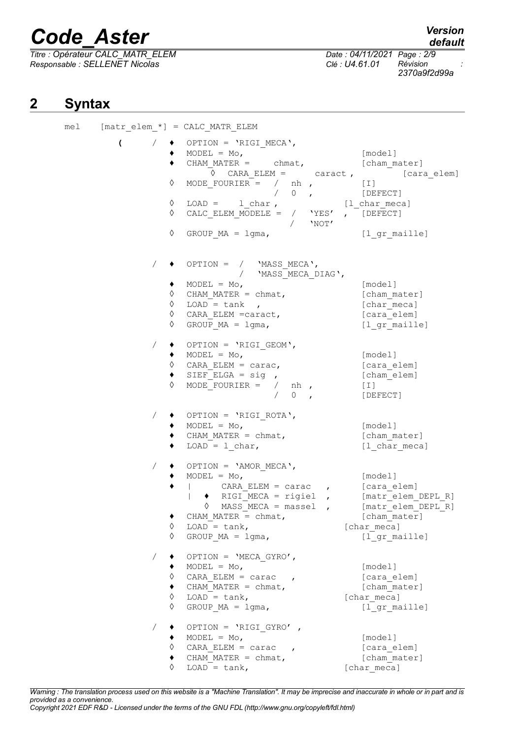## 2 Syntax

```
mel    [matr_elem_*] = CALC_MATR_ELEM

         (     /  ♦  OPTION = 'RIGI_MECA',
                  ♦  MODEL = Mo,                          [model]
                  ♦  CHAM_MATER =     chmat,              [cham_mater]
                        ◊  CARA_ELEM =      caract ,            [cara_elem]
                  ◊  MODE_FOURIER =  /  nh ,              [I]
                                     /  0  ,              [DEFECT]
                  ◊  LOAD =    l_char ,                [l_char_meca]
                  ◊  CALC_ELEM_MODELE =  /  'YES'  ,  [DEFECT]
                                         /  'NOT'
                  ◊  GROUP_MA = lgma,                     [l_gr_maille]


               /  ♦  OPTION =  /  'MASS_MECA',
                               /  'MASS_MECA_DIAG',
                  ♦  MODEL = Mo,                          [model]
                  ◊  CHAM_MATER = chmat,                  [cham_mater]
                  ◊  LOAD = tank  ,                       [char_meca]
                  ◊  CARA_ELEM =caract,                   [cara_elem]
                  ◊  GROUP_MA = lgma,                     [l_gr_maille]

               /  ♦  OPTION = 'RIGI_GEOM',
                  ♦  MODEL = Mo,                          [model]
                  ◊  CARA_ELEM = carac,                   [cara_elem]
                  ♦  SIEF_ELGA = sig  ,                   [cham_elem]
                  ◊  MODE_FOURIER =  /  nh ,              [I]
                                     /  0  ,              [DEFECT]

               /  ♦  OPTION = 'RIGI_ROTA',
                  ♦  MODEL = Mo,                          [model]
                  ♦  CHAM_MATER = chmat,                  [cham_mater]
                  ♦  LOAD = l_char,                       [l_char_meca]

               /  ♦  OPTION = 'AMOR_MECA',
                  ♦  MODEL = Mo,                          [model]
                  ♦  |      CARA_ELEM = carac   ,         [cara_elem]
                     |  ♦  RIGI_MECA = rigiel  ,          [matr_elem_DEPL_R]
                        ◊  MASS_MECA = massel  ,          [matr_elem_DEPL_R]
                  ♦  CHAM_MATER = chmat,                  [cham_mater]
                  ◊  LOAD = tank,                      [char_meca]
                  ◊  GROUP_MA = lgma,                     [l_gr_maille]

               /  ♦  OPTION = 'MECA_GYRO',
                  ♦  MODEL = Mo,                          [model]
                  ◊  CARA_ELEM = carac   ,                [cara_elem]
                  ♦  CHAM_MATER = chmat,                  [cham_mater]
                  ◊  LOAD = tank,                      [char_meca]
                  ◊  GROUP_MA = lgma,                     [l_gr_maille]

               /  ♦  OPTION = 'RIGI_GYRO' ,
                  ♦  MODEL = Mo,                          [model]
                  ◊  CARA_ELEM = carac   ,                [cara_elem]
                  ♦  CHAM_MATER = chmat,                  [cham_mater]
                  ◊  LOAD = tank,                      [char_meca]
```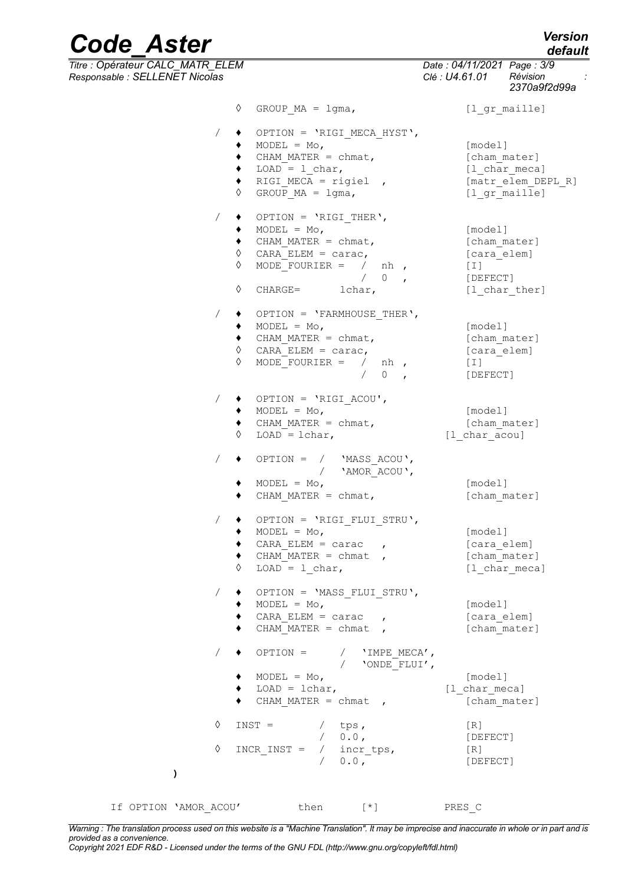```
            ◊  GROUP_MA = lgma,                    [l_gr_maille]

        /   ♦  OPTION = 'RIGI_MECA_HYST',
            ♦  MODEL = Mo,                         [model]
            ♦  CHAM_MATER = chmat,                 [cham_mater]
            ♦  LOAD = l_char,                      [l_char_meca]
            ♦  RIGI_MECA = rigiel  ,               [matr_elem_DEPL_R]
            ◊  GROUP_MA = lgma,                    [l_gr_maille]

        /   ♦  OPTION = 'RIGI_THER',
            ♦  MODEL = Mo,                         [model]
            ♦  CHAM_MATER = chmat,                 [cham_mater]
            ◊  CARA_ELEM = carac,                  [cara_elem]
            ◊  MODE_FOURIER =  /  nh ,             [I]
                               /  0  ,             [DEFECT]
            ◊  CHARGE=       lchar,                [l_char_ther]

        /   ♦  OPTION = 'FARMHOUSE_THER',
            ♦  MODEL = Mo,                         [model]
            ♦  CHAM_MATER = chmat,                 [cham_mater]
            ◊  CARA_ELEM = carac,                  [cara_elem]
            ◊  MODE_FOURIER =  /  nh ,             [I]
                               /  0  ,             [DEFECT]

        /   ♦  OPTION = 'RIGI_ACOU',
            ♦  MODEL = Mo,                         [model]
            ♦  CHAM_MATER = chmat,                 [cham_mater]
            ◊  LOAD = lchar,                    [l_char_acou]

        /   ♦  OPTION =  /  'MASS_ACOU',
                         /  'AMOR_ACOU',
            ♦  MODEL = Mo,                         [model]
            ♦  CHAM_MATER = chmat,                 [cham_mater]

        /   ♦  OPTION = 'RIGI_FLUI_STRU',
            ♦  MODEL = Mo,                         [model]
            ♦  CARA_ELEM = carac   ,               [cara_elem]
            ♦  CHAM_MATER = chmat  ,               [cham_mater]
            ◊  LOAD = l_char,                      [l_char_meca]

        /   ♦  OPTION = 'MASS_FLUI_STRU',
            ♦  MODEL = Mo,                         [model]
            ♦  CARA_ELEM = carac   ,               [cara_elem]
            ♦  CHAM_MATER = chmat  ,               [cham_mater]

        /   ♦  OPTION =     /  'IMPE_MECA',
                            /  'ONDE_FLUI',
            ♦  MODEL = Mo,                         [model]
            ♦  LOAD = lchar,                    [l_char_meca]
            ♦  CHAM_MATER = chmat  ,               [cham_mater]

        ◊  INST =        /  tps,                   [R]
                         /  0.0,                   [DEFECT]
        ◊  INCR_INST =  /  incr_tps,               [R]
                         /  0.0,                   [DEFECT]
    )
```

```
If OPTION 'AMOR_ACOU'        then       [*]          PRES_C
```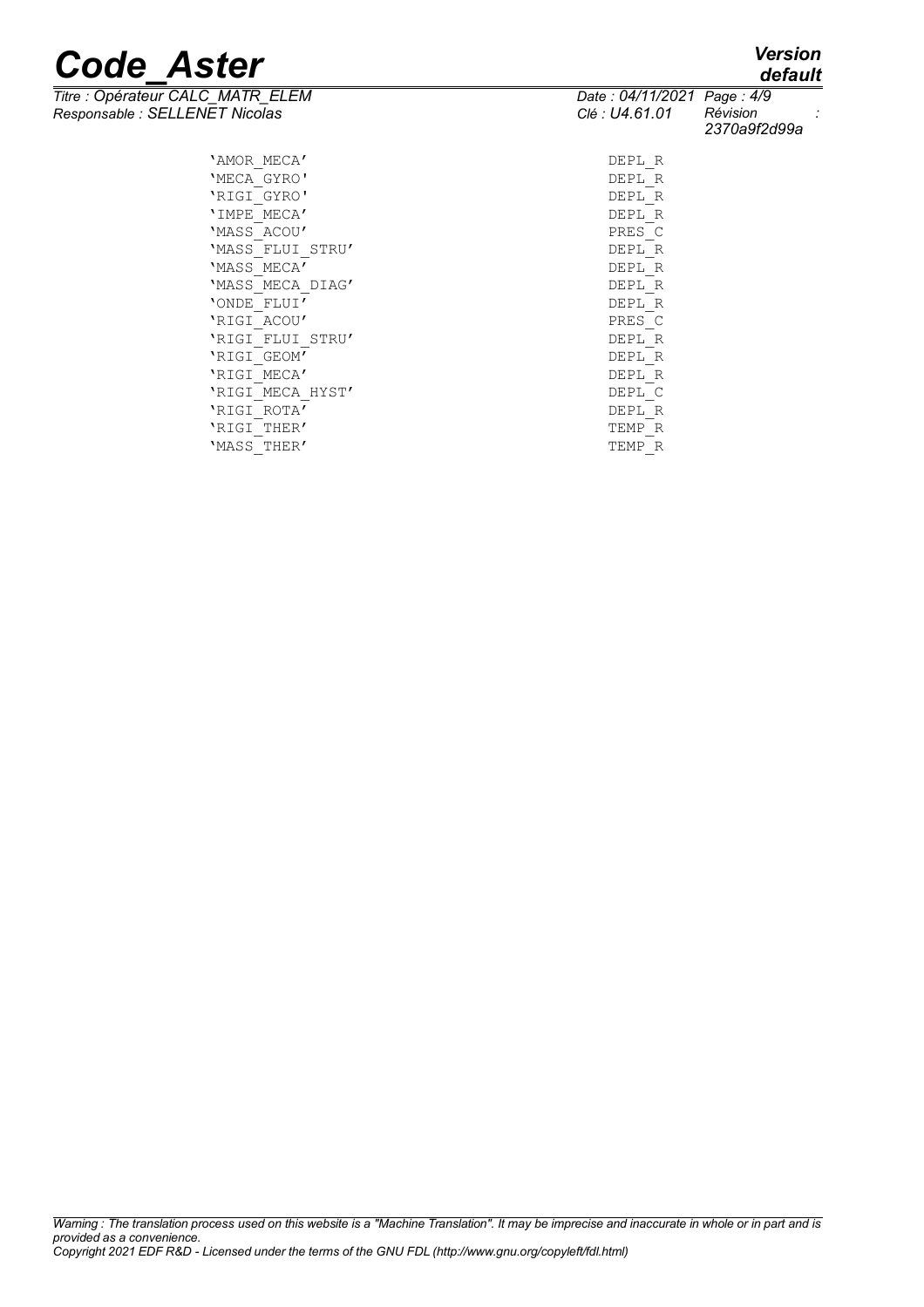| | |
|---|---|
| 'AMOR_MECA' | DEPL_R |
| 'MECA_GYRO' | DEPL_R |
| 'RIGI_GYRO' | DEPL_R |
| 'IMPE_MECA' | DEPL_R |
| 'MASS_ACOU' | PRES_C |
| 'MASS_FLUI_STRU' | DEPL_R |
| 'MASS_MECA' | DEPL_R |
| 'MASS_MECA_DIAG' | DEPL_R |
| 'ONDE_FLUI' | DEPL_R |
| 'RIGI_ACOU' | PRES_C |
| 'RIGI_FLUI_STRU' | DEPL_R |
| 'RIGI_GEOM' | DEPL_R |
| 'RIGI_MECA' | DEPL_R |
| 'RIGI_MECA_HYST' | DEPL_C |
| 'RIGI_ROTA' | DEPL_R |
| 'RIGI_THER' | TEMP_R |
| 'MASS_THER' | TEMP_R |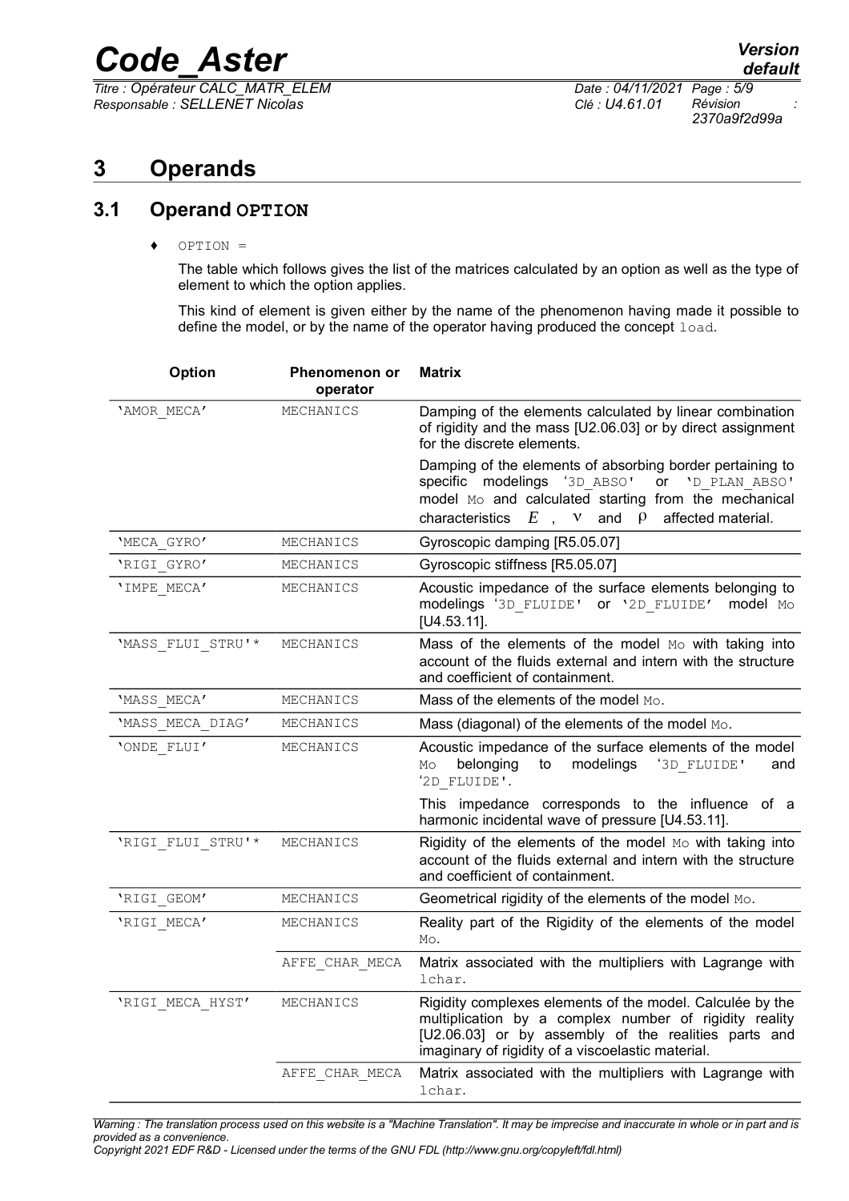# 3 Operands

## 3.1 Operand OPTION

♦ OPTION =

The table which follows gives the list of the matrices calculated by an option as well as the type of element to which the option applies.

This kind of element is given either by the name of the phenomenon having made it possible to define the model, or by the name of the operator having produced the concept load.

| Option | Phenomenon or operator | Matrix |
|---|---|---|
| 'AMOR_MECA' | MECHANICS | Damping of the elements calculated by linear combination of rigidity and the mass [U2.06.03] or by direct assignment for the discrete elements. |
| | | Damping of the elements of absorbing border pertaining to specific modelings '3D_ABSO' or 'D_PLAN_ABSO' model Mo and calculated starting from the mechanical characteristics $E$ , $\nu$ and $\rho$ affected material. |
| 'MECA_GYRO' | MECHANICS | Gyroscopic damping [R5.05.07] |
| 'RIGI_GYRO' | MECHANICS | Gyroscopic stiffness [R5.05.07] |
| 'IMPE_MECA' | MECHANICS | Acoustic impedance of the surface elements belonging to modelings '3D_FLUIDE' or '2D_FLUIDE' model Mo [U4.53.11]. |
| 'MASS_FLUI_STRU'* | MECHANICS | Mass of the elements of the model Mo with taking into account of the fluids external and intern with the structure and coefficient of containment. |
| 'MASS_MECA' | MECHANICS | Mass of the elements of the model Mo. |
| 'MASS_MECA_DIAG' | MECHANICS | Mass (diagonal) of the elements of the model Mo. |
| 'ONDE_FLUI' | MECHANICS | Acoustic impedance of the surface elements of the model Mo belonging to modelings '3D_FLUIDE' and '2D_FLUIDE'. |
| | | This impedance corresponds to the influence of a harmonic incidental wave of pressure [U4.53.11]. |
| 'RIGI_FLUI_STRU'* | MECHANICS | Rigidity of the elements of the model Mo with taking into account of the fluids external and intern with the structure and coefficient of containment. |
| 'RIGI_GEOM' | MECHANICS | Geometrical rigidity of the elements of the model Mo. |
| 'RIGI_MECA' | MECHANICS | Reality part of the Rigidity of the elements of the model Mo. |
| | AFFE_CHAR_MECA | Matrix associated with the multipliers with Lagrange with lchar. |
| 'RIGI_MECA_HYST' | MECHANICS | Rigidity complexes elements of the model. Calculée by the multiplication by a complex number of rigidity reality [U2.06.03] or by assembly of the realities parts and imaginary of rigidity of a viscoelastic material. |
| | AFFE_CHAR_MECA | Matrix associated with the multipliers with Lagrange with lchar. |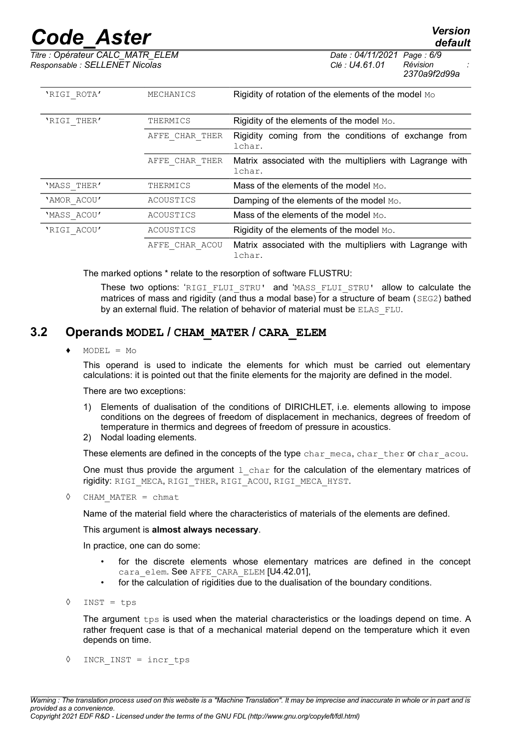| | | |
|---|---|---|
| 'RIGI_ROTA' | MECHANICS | Rigidity of rotation of the elements of the model Mo |
| 'RIGI_THER' | THERMICS | Rigidity of the elements of the model Mo. |
| | AFFE_CHAR_THER | Rigidity coming from the conditions of exchange from lchar. |
| | AFFE_CHAR_THER | Matrix associated with the multipliers with Lagrange with lchar. |
| 'MASS_THER' | THERMICS | Mass of the elements of the model Mo. |
| 'AMOR_ACOU' | ACOUSTICS | Damping of the elements of the model Mo. |
| 'MASS_ACOU' | ACOUSTICS | Mass of the elements of the model Mo. |
| 'RIGI_ACOU' | ACOUSTICS | Rigidity of the elements of the model Mo. |
| | AFFE_CHAR_ACOU | Matrix associated with the multipliers with Lagrange with lchar. |

The marked options * relate to the resorption of software FLUSTRU:

These two options: 'RIGI_FLUI_STRU' and 'MASS_FLUI_STRU' allow to calculate the matrices of mass and rigidity (and thus a modal base) for a structure of beam (SEG2) bathed by an external fluid. The relation of behavior of material must be ELAS_FLU.

## 3.2 Operands MODEL / CHAM_MATER / CARA_ELEM

♦ MODEL = Mo

This operand is used to indicate the elements for which must be carried out elementary calculations: it is pointed out that the finite elements for the majority are defined in the model.

There are two exceptions:

1) Elements of dualisation of the conditions of DIRICHLET, i.e. elements allowing to impose conditions on the degrees of freedom of displacement in mechanics, degrees of freedom of temperature in thermics and degrees of freedom of pressure in acoustics.
2) Nodal loading elements.

These elements are defined in the concepts of the type char_meca, char_ther or char_acou.

One must thus provide the argument l_char for the calculation of the elementary matrices of rigidity: RIGI_MECA, RIGI_THER, RIGI_ACOU, RIGI_MECA_HYST.

◊ CHAM_MATER = chmat

Name of the material field where the characteristics of materials of the elements are defined.

This argument is **almost always necessary**.

In practice, one can do some:

- for the discrete elements whose elementary matrices are defined in the concept cara_elem. See AFFE_CARA_ELEM [U4.42.01],
- for the calculation of rigidities due to the dualisation of the boundary conditions.

◊ INST = tps

The argument tps is used when the material characteristics or the loadings depend on time. A rather frequent case is that of a mechanical material depend on the temperature which it even depends on time.

◊ INCR_INST = incr_tps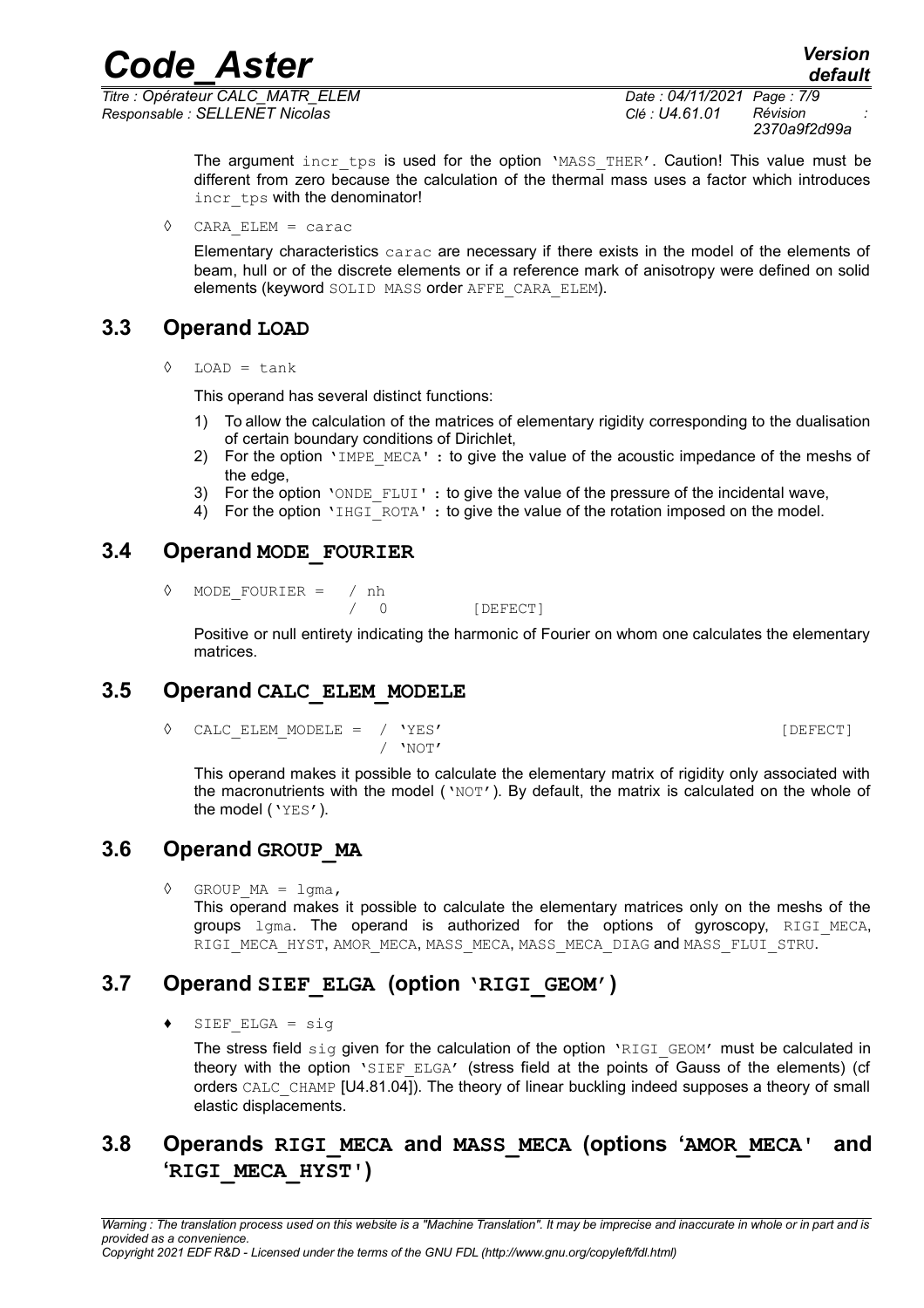The argument `incr_tps` is used for the option `'MASS_THER'`. Caution! This value must be different from zero because the calculation of the thermal mass uses a factor which introduces `incr_tps` with the denominator!

◊ `CARA_ELEM = carac`

Elementary characteristics `carac` are necessary if there exists in the model of the elements of beam, hull or of the discrete elements or if a reference mark of anisotropy were defined on solid elements (keyword `SOLID MASS` order `AFFE_CARA_ELEM`).

## 3.3 Operand LOAD

◊ `LOAD = tank`

This operand has several distinct functions:

1) To allow the calculation of the matrices of elementary rigidity corresponding to the dualisation of certain boundary conditions of Dirichlet,
2) For the option `'IMPE_MECA'` : to give the value of the acoustic impedance of the meshs of the edge,
3) For the option `'ONDE_FLUI'` : to give the value of the pressure of the incidental wave,
4) For the option `'IHGI_ROTA'` : to give the value of the rotation imposed on the model.

## 3.4 Operand MODE_FOURIER

```
◊ MODE_FOURIER = / nh
                 / 0          [DEFECT]
```

Positive or null entirety indicating the harmonic of Fourier on whom one calculates the elementary matrices.

## 3.5 Operand CALC_ELEM_MODELE

```
◊ CALC_ELEM_MODELE = / 'YES'          [DEFECT]
                     / 'NOT'
```

This operand makes it possible to calculate the elementary matrix of rigidity only associated with the macronutrients with the model (`'NOT'`). By default, the matrix is calculated on the whole of the model (`'YES'`).

## 3.6 Operand GROUP_MA

◊ `GROUP_MA = lgma,`

This operand makes it possible to calculate the elementary matrices only on the meshs of the groups `lgma`. The operand is authorized for the options of gyroscopy, `RIGI_MECA`, `RIGI_MECA_HYST`, `AMOR_MECA`, `MASS_MECA`, `MASS_MECA_DIAG` and `MASS_FLUI_STRU`.

## 3.7 Operand SIEF_ELGA (option 'RIGI_GEOM')

♦ `SIEF_ELGA = sig`

The stress field `sig` given for the calculation of the option `'RIGI_GEOM'` must be calculated in theory with the option `'SIEF_ELGA'` (stress field at the points of Gauss of the elements) (cf orders `CALC_CHAMP` [U4.81.04]). The theory of linear buckling indeed supposes a theory of small elastic displacements.

## 3.8 Operands RIGI_MECA and MASS_MECA (options 'AMOR_MECA' and 'RIGI_MECA_HYST')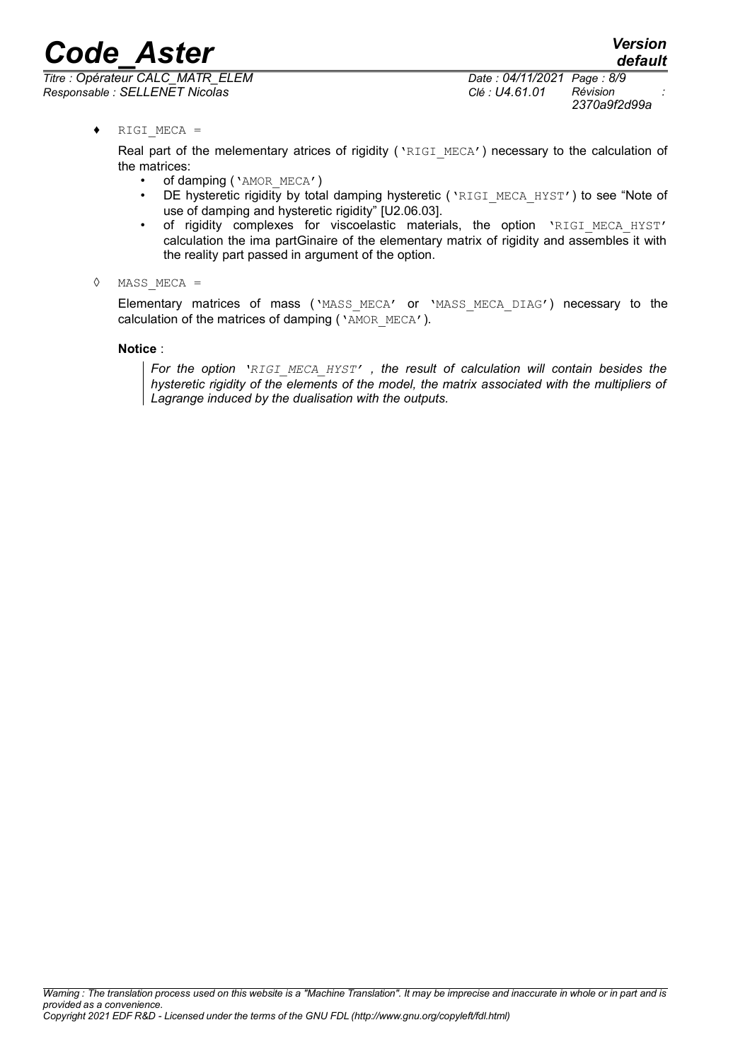♦ RIGI_MECA =

Real part of the melementary atrices of rigidity ('RIGI_MECA') necessary to the calculation of the matrices:

- of damping ('AMOR_MECA')
- DE hysteretic rigidity by total damping hysteretic ('RIGI_MECA_HYST') to see "Note of use of damping and hysteretic rigidity" [U2.06.03].
- of rigidity complexes for viscoelastic materials, the option 'RIGI_MECA_HYST' calculation the ima partGinaire of the elementary matrix of rigidity and assembles it with the reality part passed in argument of the option.

◊ MASS_MECA =

Elementary matrices of mass ('MASS_MECA' or 'MASS_MECA_DIAG') necessary to the calculation of the matrices of damping ('AMOR_MECA').

**Notice** :

*For the option 'RIGI_MECA_HYST' , the result of calculation will contain besides the hysteretic rigidity of the elements of the model, the matrix associated with the multipliers of Lagrange induced by the dualisation with the outputs.*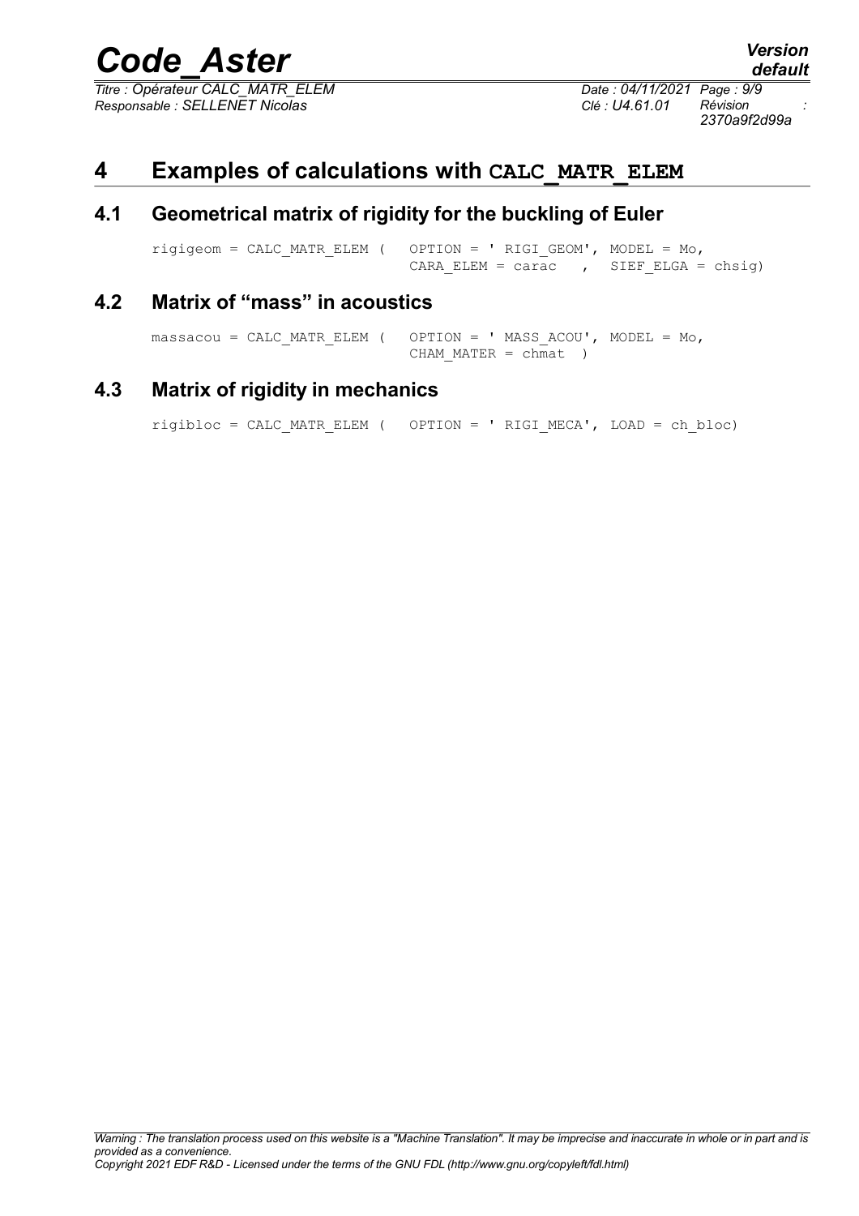# 4 Examples of calculations with CALC_MATR_ELEM

## 4.1 Geometrical matrix of rigidity for the buckling of Euler

```
rigigeom = CALC_MATR_ELEM (   OPTION = ' RIGI_GEOM', MODEL = Mo,
                              CARA_ELEM = carac   ,  SIEF_ELGA = chsig)
```

## 4.2 Matrix of "mass" in acoustics

```
massacou = CALC_MATR_ELEM (   OPTION = ' MASS_ACOU', MODEL = Mo,
                              CHAM_MATER = chmat  )
```

## 4.3 Matrix of rigidity in mechanics

```
rigibloc = CALC_MATR_ELEM (   OPTION = ' RIGI_MECA', LOAD = ch_bloc)
```